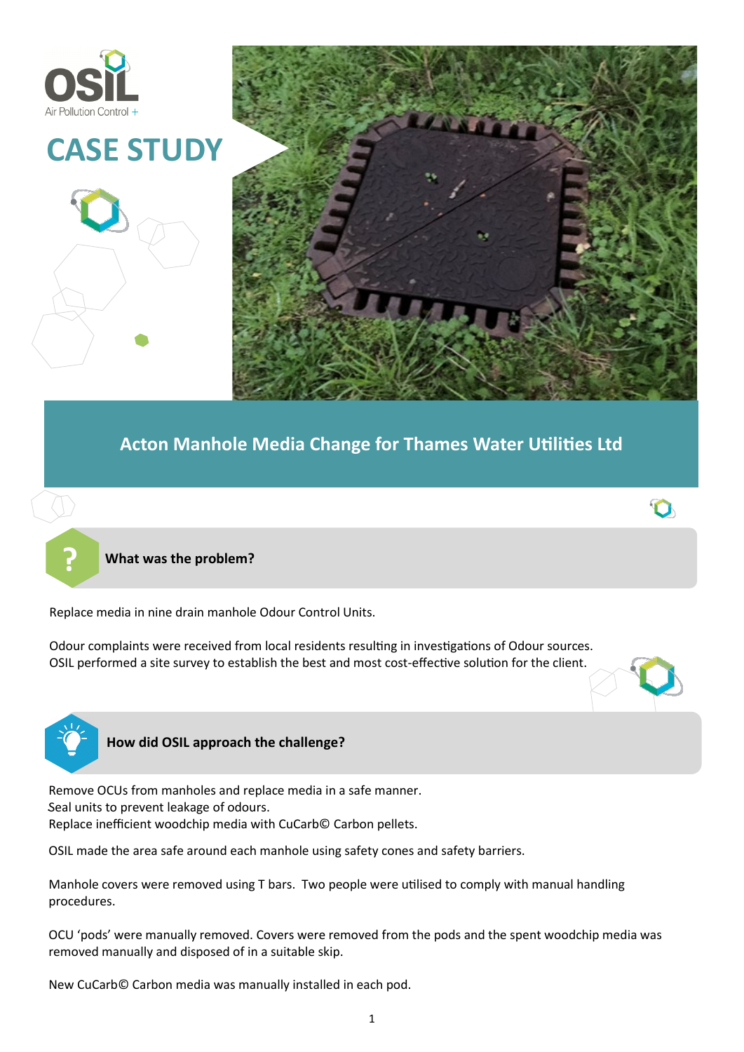OSIL
Air Pollution Control +

# CASE STUDY

## Acton Manhole Media Change for Thames Water Utilities Ltd

### What was the problem?

Replace media in nine drain manhole Odour Control Units.

Odour complaints were received from local residents resulting in investigations of Odour sources. OSIL performed a site survey to establish the best and most cost-effective solution for the client.

### How did OSIL approach the challenge?

Remove OCUs from manholes and replace media in a safe manner.
Seal units to prevent leakage of odours.
Replace inefficient woodchip media with CuCarb© Carbon pellets.

OSIL made the area safe around each manhole using safety cones and safety barriers.

Manhole covers were removed using T bars. Two people were utilised to comply with manual handling procedures.

OCU 'pods' were manually removed. Covers were removed from the pods and the spent woodchip media was removed manually and disposed of in a suitable skip.

New CuCarb© Carbon media was manually installed in each pod.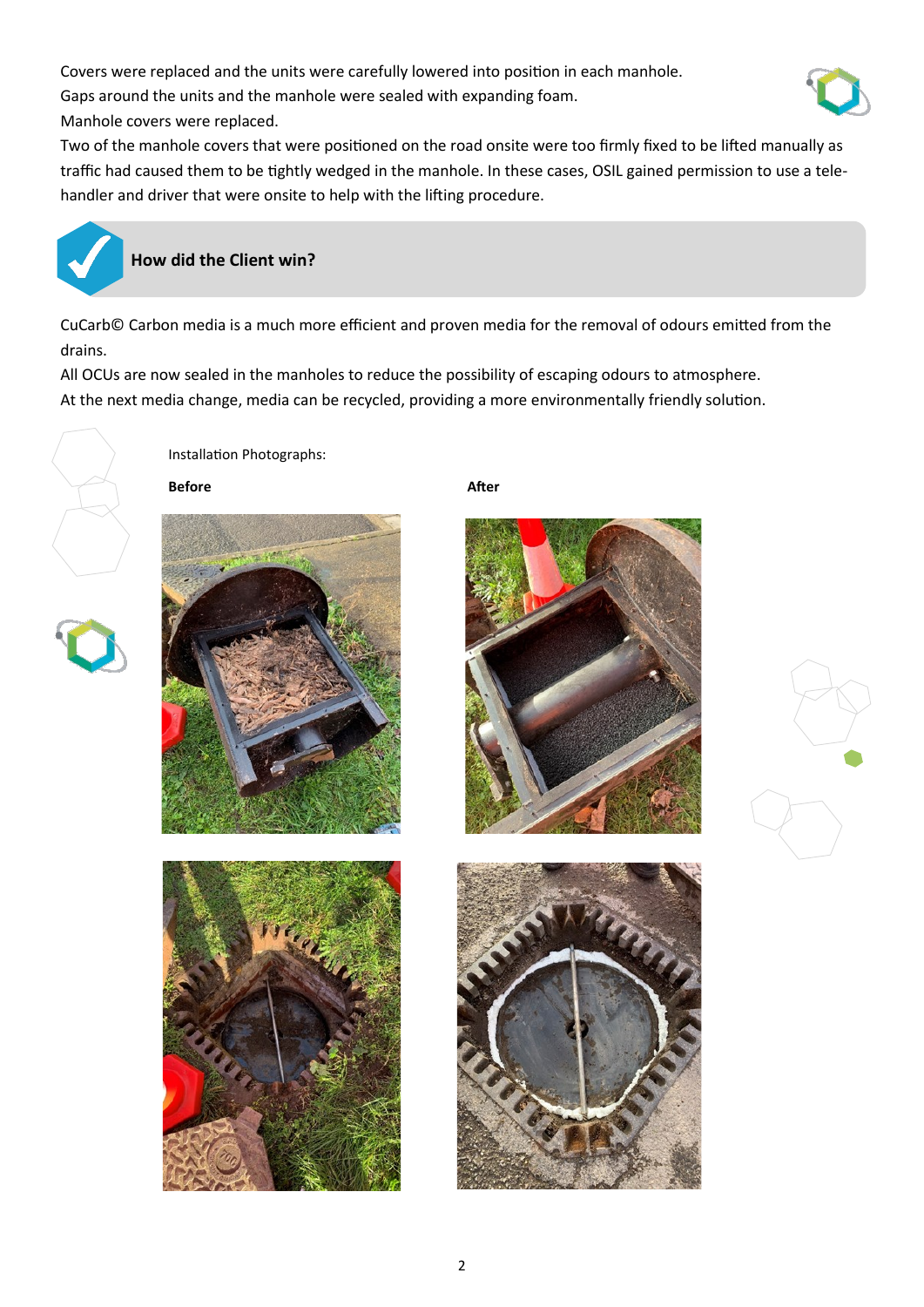Covers were replaced and the units were carefully lowered into position in each manhole.
Gaps around the units and the manhole were sealed with expanding foam.
Manhole covers were replaced.
Two of the manhole covers that were positioned on the road onsite were too firmly fixed to be lifted manually as traffic had caused them to be tightly wedged in the manhole. In these cases, OSIL gained permission to use a tele-handler and driver that were onsite to help with the lifting procedure.

## How did the Client win?

CuCarb© Carbon media is a much more efficient and proven media for the removal of odours emitted from the drains.
All OCUs are now sealed in the manholes to reduce the possibility of escaping odours to atmosphere.
At the next media change, media can be recycled, providing a more environmentally friendly solution.

Installation Photographs:

**Before**

**After**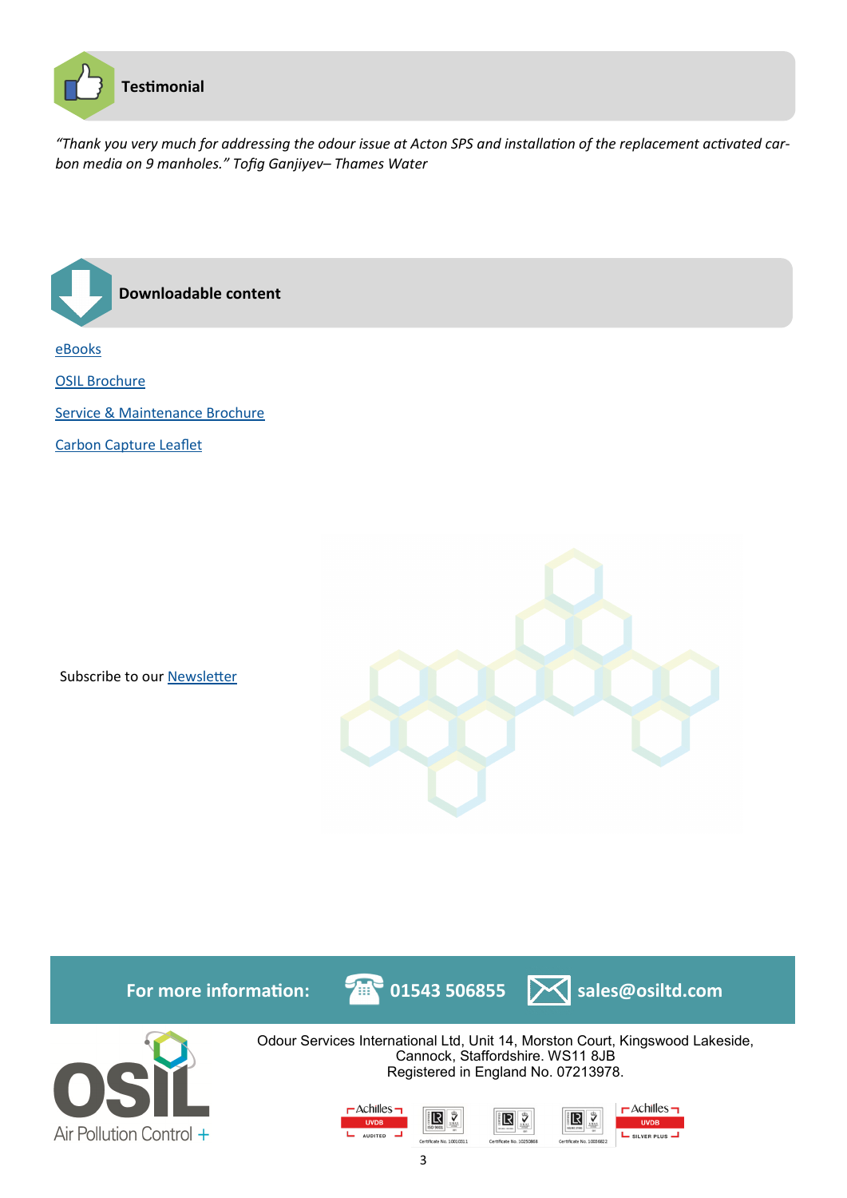## Testimonial

*"Thank you very much for addressing the odour issue at Acton SPS and installation of the replacement activated carbon media on 9 manholes." Tofig Ganjiyev– Thames Water*

## Downloadable content

eBooks

OSIL Brochure

Service & Maintenance Brochure

Carbon Capture Leaflet

Subscribe to our Newsletter

**For more information:** **01543 506855** **sales@osiltd.com**

Odour Services International Ltd, Unit 14, Morston Court, Kingswood Lakeside, Cannock, Staffordshire. WS11 8JB
Registered in England No. 07213978.